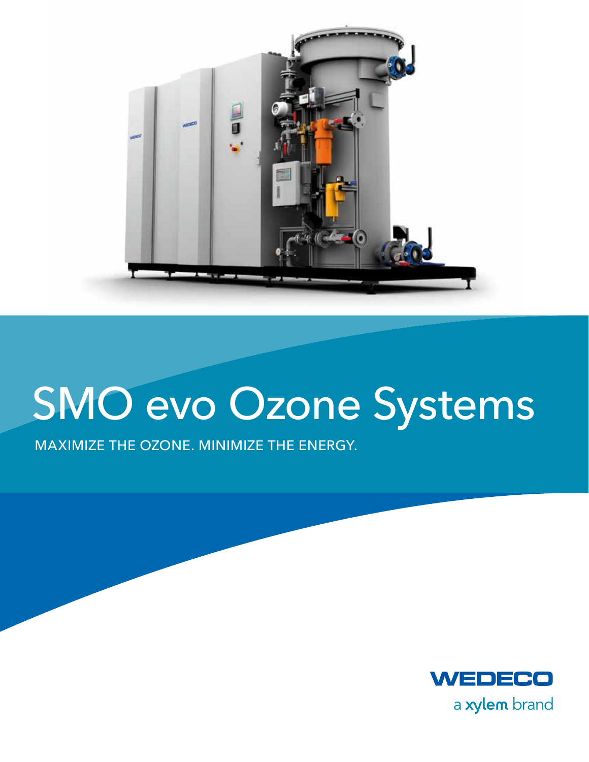# SMO evo Ozone Systems

MAXIMIZE THE OZONE. MINIMIZE THE ENERGY.

WEDECO

a xylem brand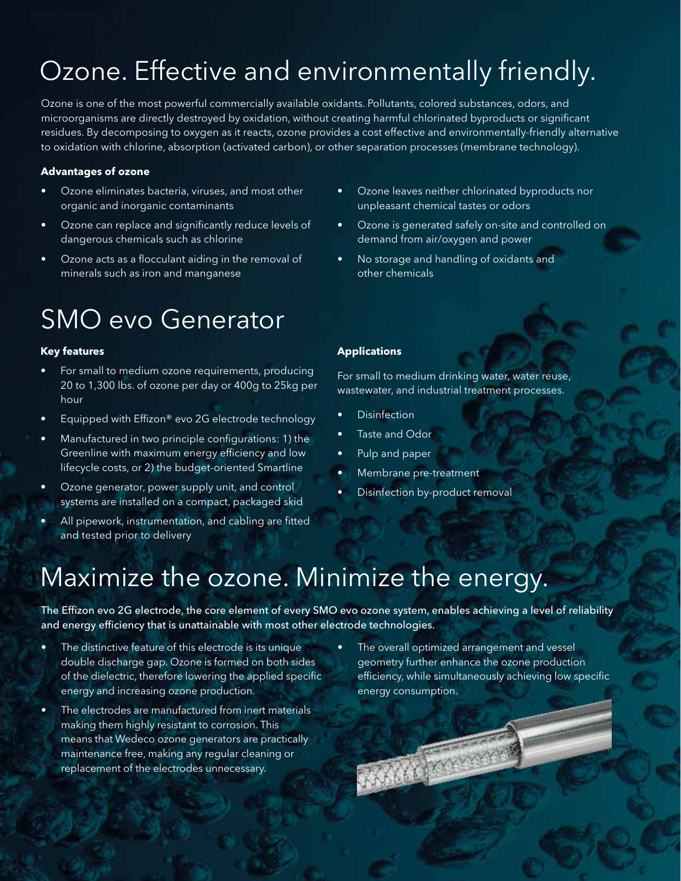# Ozone. Effective and environmentally friendly.

Ozone is one of the most powerful commercially available oxidants. Pollutants, colored substances, odors, and microorganisms are directly destroyed by oxidation, without creating harmful chlorinated byproducts or significant residues. By decomposing to oxygen as it reacts, ozone provides a cost effective and environmentally-friendly alternative to oxidation with chlorine, absorption (activated carbon), or other separation processes (membrane technology).

**Advantages of ozone**

- Ozone eliminates bacteria, viruses, and most other organic and inorganic contaminants
- Ozone can replace and significantly reduce levels of dangerous chemicals such as chlorine
- Ozone acts as a flocculant aiding in the removal of minerals such as iron and manganese
- Ozone leaves neither chlorinated byproducts nor unpleasant chemical tastes or odors
- Ozone is generated safely on-site and controlled on demand from air/oxygen and power
- No storage and handling of oxidants and other chemicals

# SMO evo Generator

**Key features**

- For small to medium ozone requirements, producing 20 to 1,300 lbs. of ozone per day or 400g to 25kg per hour
- Equipped with Effizon® evo 2G electrode technology
- Manufactured in two principle configurations: 1) the Greenline with maximum energy efficiency and low lifecycle costs, or 2) the budget-oriented Smartline
- Ozone generator, power supply unit, and control systems are installed on a compact, packaged skid
- All pipework, instrumentation, and cabling are fitted and tested prior to delivery

**Applications**

For small to medium drinking water, water reuse, wastewater, and industrial treatment processes.

- Disinfection
- Taste and Odor
- Pulp and paper
- Membrane pre-treatment
- Disinfection by-product removal

# Maximize the ozone. Minimize the energy.

The Effizon evo 2G electrode, the core element of every SMO evo ozone system, enables achieving a level of reliability and energy efficiency that is unattainable with most other electrode technologies.

- The distinctive feature of this electrode is its unique double discharge gap. Ozone is formed on both sides of the dielectric, therefore lowering the applied specific energy and increasing ozone production.
- The electrodes are manufactured from inert materials making them highly resistant to corrosion. This means that Wedeco ozone generators are practically maintenance free, making any regular cleaning or replacement of the electrodes unnecessary.
- The overall optimized arrangement and vessel geometry further enhance the ozone production efficiency, while simultaneously achieving low specific energy consumption.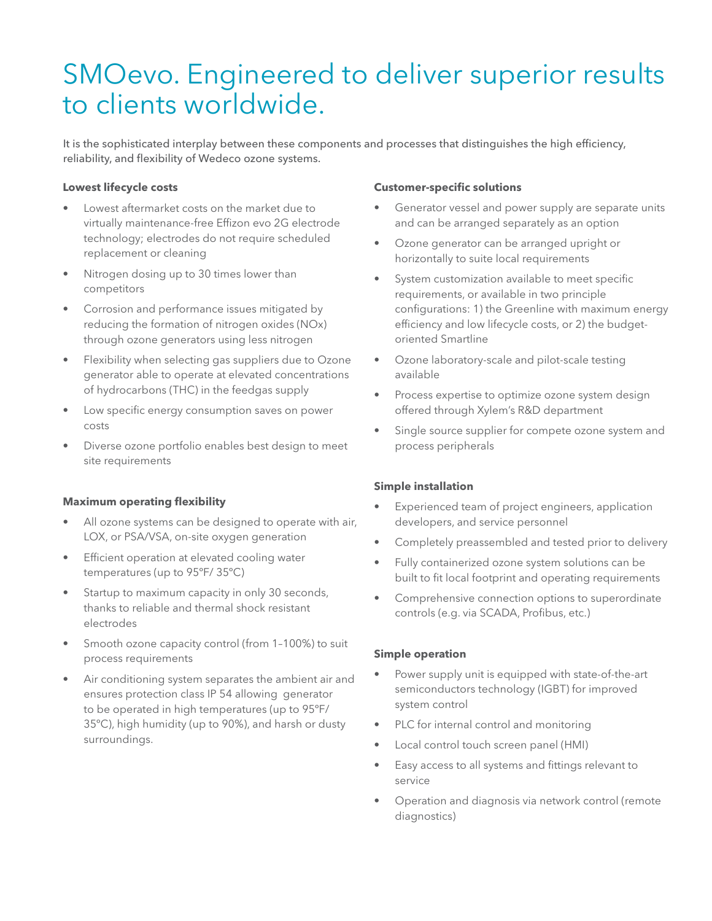# SMOevo. Engineered to deliver superior results to clients worldwide.

It is the sophisticated interplay between these components and processes that distinguishes the high efficiency, reliability, and flexibility of Wedeco ozone systems.

**Lowest lifecycle costs**

- Lowest aftermarket costs on the market due to virtually maintenance-free Effizon evo 2G electrode technology; electrodes do not require scheduled replacement or cleaning
- Nitrogen dosing up to 30 times lower than competitors
- Corrosion and performance issues mitigated by reducing the formation of nitrogen oxides (NOx) through ozone generators using less nitrogen
- Flexibility when selecting gas suppliers due to Ozone generator able to operate at elevated concentrations of hydrocarbons (THC) in the feedgas supply
- Low specific energy consumption saves on power costs
- Diverse ozone portfolio enables best design to meet site requirements

**Maximum operating flexibility**

- All ozone systems can be designed to operate with air, LOX, or PSA/VSA, on-site oxygen generation
- Efficient operation at elevated cooling water temperatures (up to 95°F/ 35°C)
- Startup to maximum capacity in only 30 seconds, thanks to reliable and thermal shock resistant electrodes
- Smooth ozone capacity control (from 1–100%) to suit process requirements
- Air conditioning system separates the ambient air and ensures protection class IP 54 allowing generator to be operated in high temperatures (up to 95°F/ 35°C), high humidity (up to 90%), and harsh or dusty surroundings.

**Customer-specific solutions**

- Generator vessel and power supply are separate units and can be arranged separately as an option
- Ozone generator can be arranged upright or horizontally to suite local requirements
- System customization available to meet specific requirements, or available in two principle configurations: 1) the Greenline with maximum energy efficiency and low lifecycle costs, or 2) the budget-oriented Smartline
- Ozone laboratory-scale and pilot-scale testing available
- Process expertise to optimize ozone system design offered through Xylem's R&D department
- Single source supplier for compete ozone system and process peripherals

**Simple installation**

- Experienced team of project engineers, application developers, and service personnel
- Completely preassembled and tested prior to delivery
- Fully containerized ozone system solutions can be built to fit local footprint and operating requirements
- Comprehensive connection options to superordinate controls (e.g. via SCADA, Profibus, etc.)

**Simple operation**

- Power supply unit is equipped with state-of-the-art semiconductors technology (IGBT) for improved system control
- PLC for internal control and monitoring
- Local control touch screen panel (HMI)
- Easy access to all systems and fittings relevant to service
- Operation and diagnosis via network control (remote diagnostics)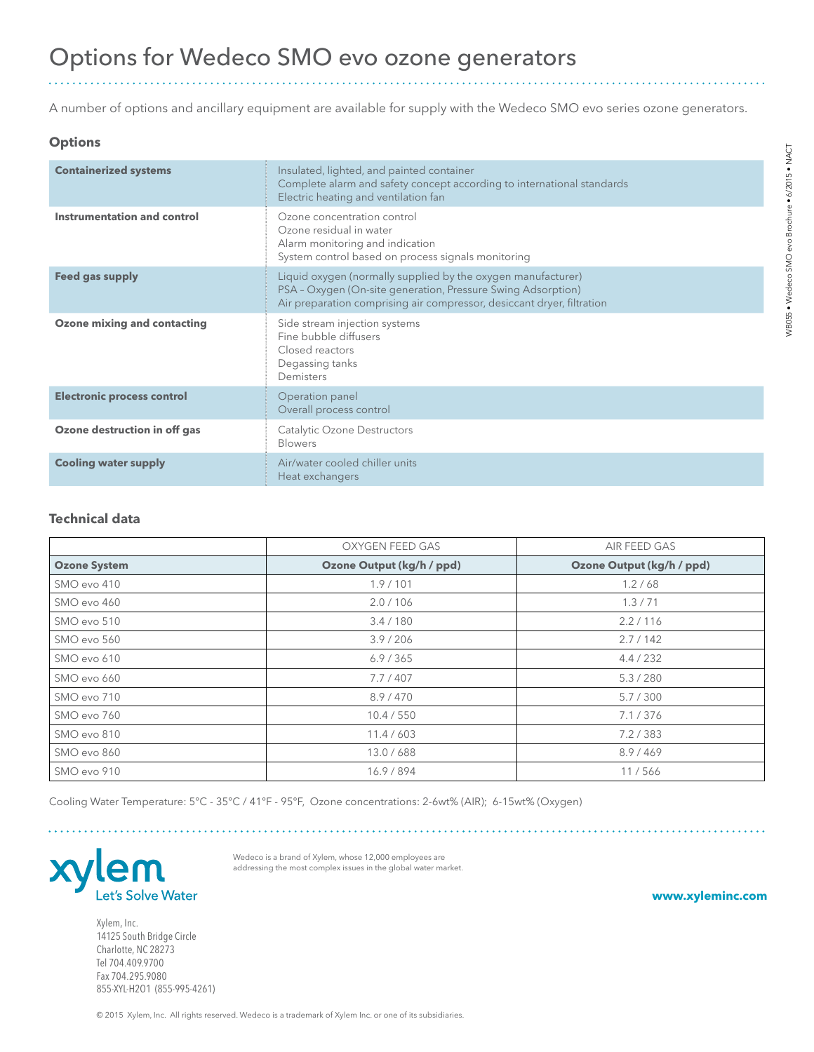# Options for Wedeco SMO evo ozone generators

A number of options and ancillary equipment are available for supply with the Wedeco SMO evo series ozone generators.

## Options

| | |
|---|---|
| **Containerized systems** | Insulated, lighted, and painted container<br>Complete alarm and safety concept according to international standards<br>Electric heating and ventilation fan |
| **Instrumentation and control** | Ozone concentration control<br>Ozone residual in water<br>Alarm monitoring and indication<br>System control based on process signals monitoring |
| **Feed gas supply** | Liquid oxygen (normally supplied by the oxygen manufacturer)<br>PSA – Oxygen (On-site generation, Pressure Swing Adsorption)<br>Air preparation comprising air compressor, desiccant dryer, filtration |
| **Ozone mixing and contacting** | Side stream injection systems<br>Fine bubble diffusers<br>Closed reactors<br>Degassing tanks<br>Demisters |
| **Electronic process control** | Operation panel<br>Overall process control |
| **Ozone destruction in off gas** | Catalytic Ozone Destructors<br>Blowers |
| **Cooling water supply** | Air/water cooled chiller units<br>Heat exchangers |

## Technical data

| | OXYGEN FEED GAS | AIR FEED GAS |
|---|---|---|
| **Ozone System** | **Ozone Output (kg/h / ppd)** | **Ozone Output (kg/h / ppd)** |
| SMO evo 410 | 1.9 / 101 | 1.2 / 68 |
| SMO evo 460 | 2.0 / 106 | 1.3 / 71 |
| SMO evo 510 | 3.4 / 180 | 2.2 / 116 |
| SMO evo 560 | 3.9 / 206 | 2.7 / 142 |
| SMO evo 610 | 6.9 / 365 | 4.4 / 232 |
| SMO evo 660 | 7.7 / 407 | 5.3 / 280 |
| SMO evo 710 | 8.9 / 470 | 5.7 / 300 |
| SMO evo 760 | 10.4 / 550 | 7.1 / 376 |
| SMO evo 810 | 11.4 / 603 | 7.2 / 383 |
| SMO evo 860 | 13.0 / 688 | 8.9 / 469 |
| SMO evo 910 | 16.9 / 894 | 11 / 566 |

Cooling Water Temperature: 5°C - 35°C / 41°F - 95°F, Ozone concentrations: 2-6wt% (AIR); 6-15wt% (Oxygen)

xylem
Let's Solve Water

Wedeco is a brand of Xylem, whose 12,000 employees are addressing the most complex issues in the global water market.

**www.xyleminc.com**

Xylem, Inc.
14125 South Bridge Circle
Charlotte, NC 28273
Tel 704.409.9700
Fax 704.295.9080
855-XYL-H2O1 (855-995-4261)

© 2015 Xylem, Inc. All rights reserved. Wedeco is a trademark of Xylem Inc. or one of its subsidiaries.

WB055 • Wedeco SMO evo Brochure • 6/2015 • NACT